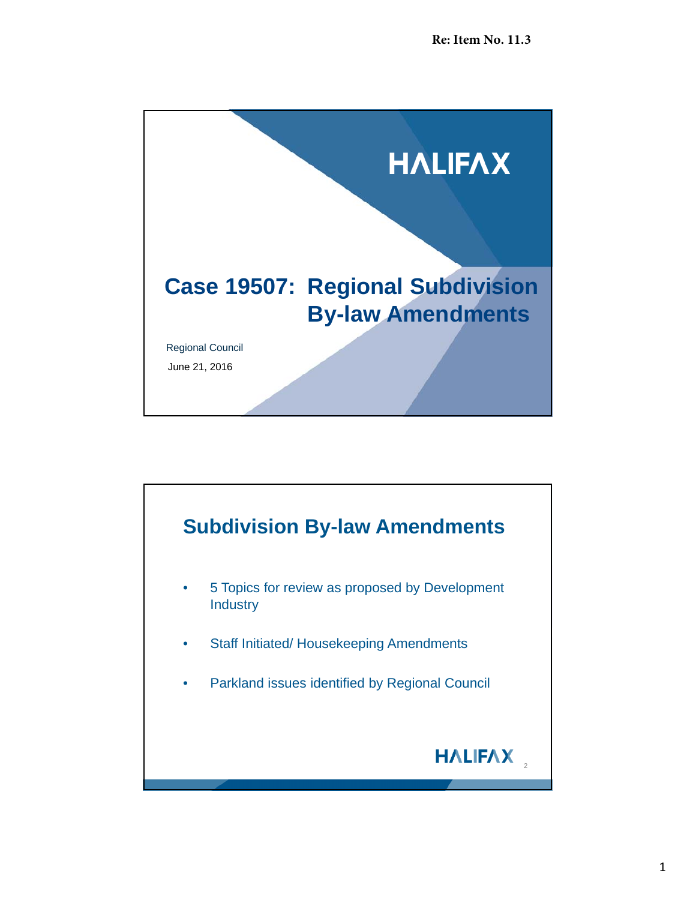Re: Item No. 11.3

# Case 19507: Regional Subdivision By-law Amendments

Regional Council

June 21, 2016

## Subdivision By-law Amendments

- 5 Topics for review as proposed by Development Industry
- Staff Initiated/ Housekeeping Amendments
- Parkland issues identified by Regional Council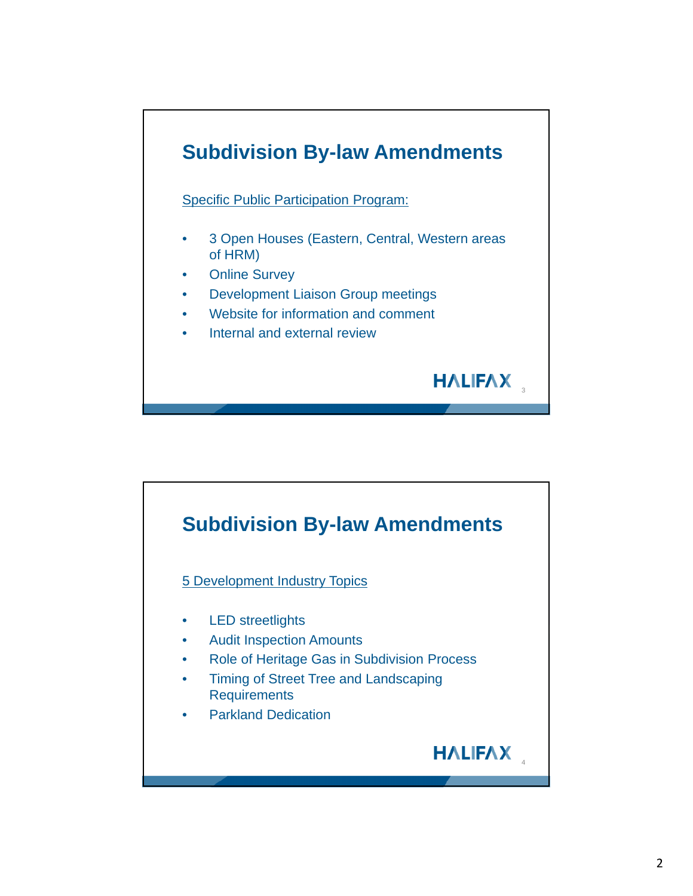## Subdivision By-law Amendments

Specific Public Participation Program:

- 3 Open Houses (Eastern, Central, Western areas of HRM)
- Online Survey
- Development Liaison Group meetings
- Website for information and comment
- Internal and external review

HALIFAX

## Subdivision By-law Amendments

5 Development Industry Topics

- LED streetlights
- Audit Inspection Amounts
- Role of Heritage Gas in Subdivision Process
- Timing of Street Tree and Landscaping Requirements
- Parkland Dedication

HALIFAX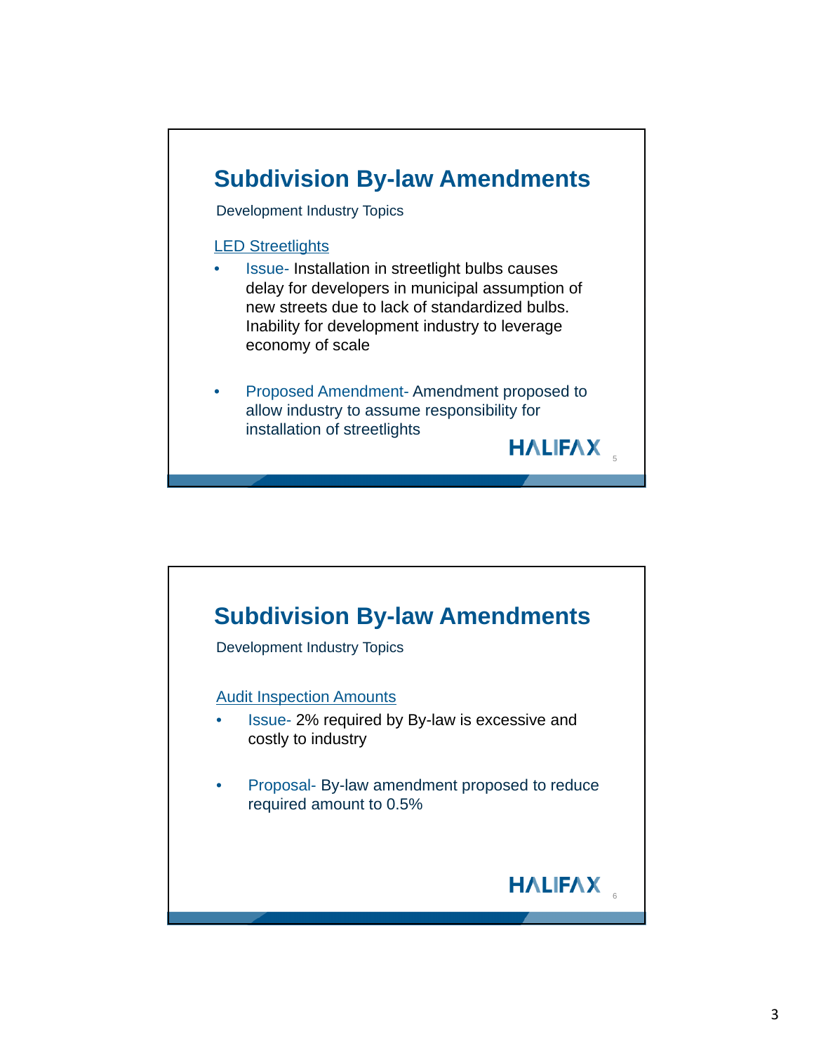## Subdivision By-law Amendments

Development Industry Topics

LED Streetlights

- Issue- Installation in streetlight bulbs causes delay for developers in municipal assumption of new streets due to lack of standardized bulbs. Inability for development industry to leverage economy of scale

- Proposed Amendment- Amendment proposed to allow industry to assume responsibility for installation of streetlights

HALIFAX

## Subdivision By-law Amendments

Development Industry Topics

Audit Inspection Amounts

- Issue- 2% required by By-law is excessive and costly to industry

- Proposal- By-law amendment proposed to reduce required amount to 0.5%

HALIFAX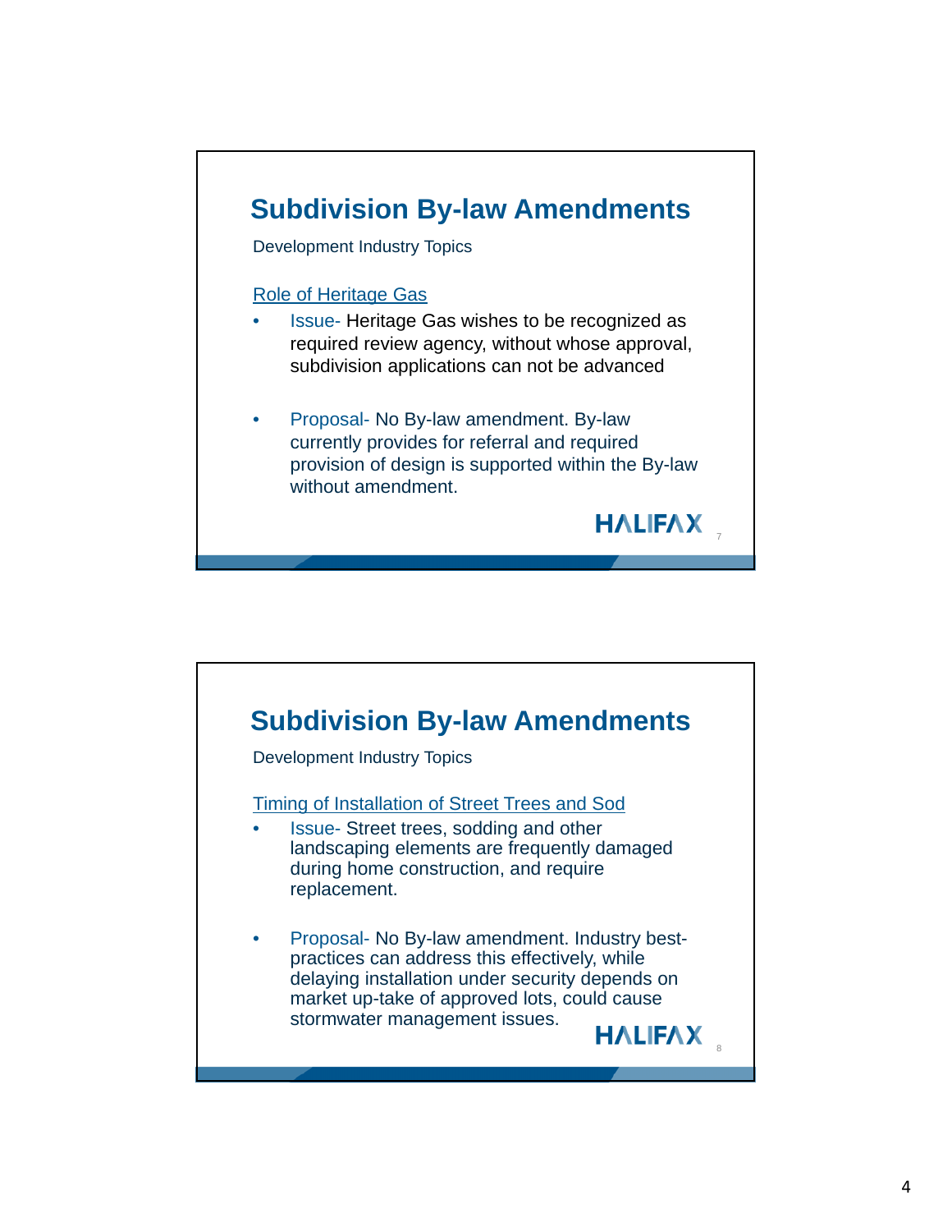## Subdivision By-law Amendments

Development Industry Topics

Role of Heritage Gas

- Issue- Heritage Gas wishes to be recognized as required review agency, without whose approval, subdivision applications can not be advanced

- Proposal- No By-law amendment. By-law currently provides for referral and required provision of design is supported within the By-law without amendment.

## Subdivision By-law Amendments

Development Industry Topics

Timing of Installation of Street Trees and Sod

- Issue- Street trees, sodding and other landscaping elements are frequently damaged during home construction, and require replacement.

- Proposal- No By-law amendment. Industry best-practices can address this effectively, while delaying installation under security depends on market up-take of approved lots, could cause stormwater management issues.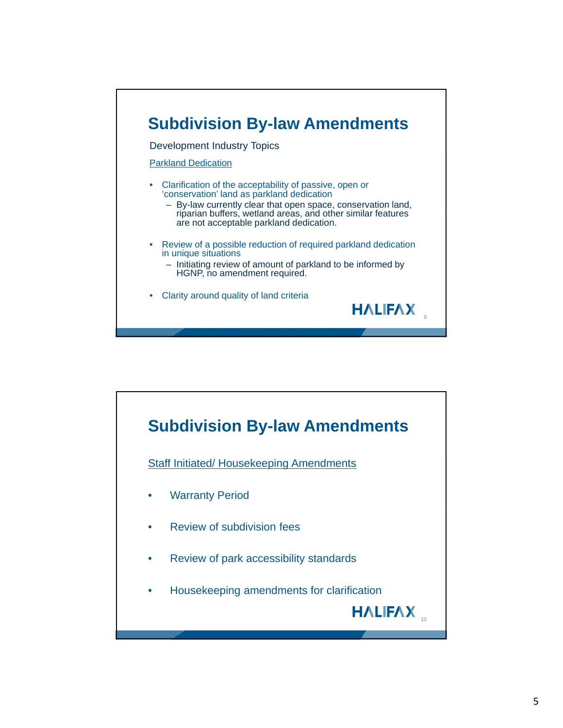# Subdivision By-law Amendments

Development Industry Topics

Parkland Dedication

- Clarification of the acceptability of passive, open or 'conservation' land as parkland dedication
  - By-law currently clear that open space, conservation land, riparian buffers, wetland areas, and other similar features are not acceptable parkland dedication.
- Review of a possible reduction of required parkland dedication in unique situations
  - Initiating review of amount of parkland to be informed by HGNP, no amendment required.
- Clarity around quality of land criteria

HALIFAX

# Subdivision By-law Amendments

Staff Initiated/ Housekeeping Amendments

- Warranty Period
- Review of subdivision fees
- Review of park accessibility standards
- Housekeeping amendments for clarification

HALIFAX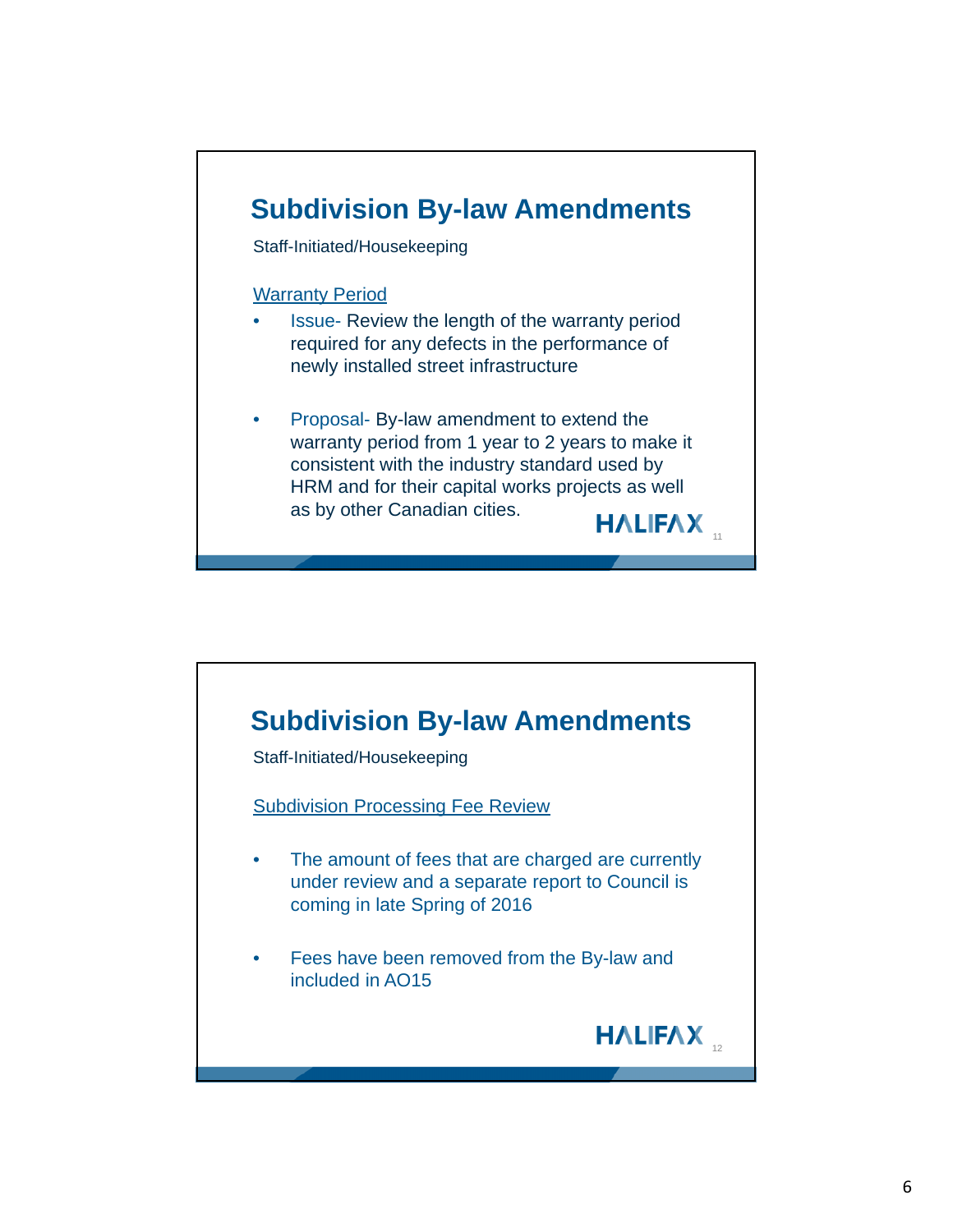## Subdivision By-law Amendments

Staff-Initiated/Housekeeping

Warranty Period

- Issue- Review the length of the warranty period required for any defects in the performance of newly installed street infrastructure

- Proposal- By-law amendment to extend the warranty period from 1 year to 2 years to make it consistent with the industry standard used by HRM and for their capital works projects as well as by other Canadian cities.

HALIFAX

## Subdivision By-law Amendments

Staff-Initiated/Housekeeping

Subdivision Processing Fee Review

- The amount of fees that are charged are currently under review and a separate report to Council is coming in late Spring of 2016

- Fees have been removed from the By-law and included in AO15

HALIFAX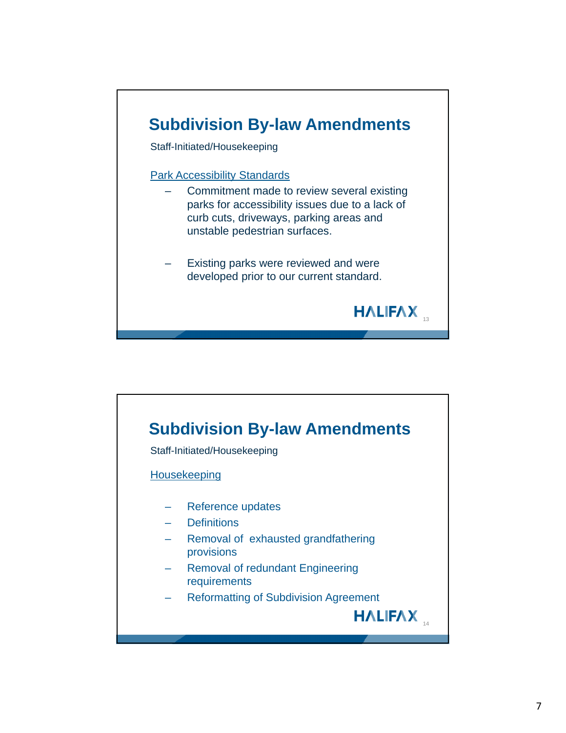## Subdivision By-law Amendments

Staff-Initiated/Housekeeping

Park Accessibility Standards

- Commitment made to review several existing parks for accessibility issues due to a lack of curb cuts, driveways, parking areas and unstable pedestrian surfaces.

- Existing parks were reviewed and were developed prior to our current standard.

HALIFAX

## Subdivision By-law Amendments

Staff-Initiated/Housekeeping

Housekeeping

- Reference updates
- Definitions
- Removal of exhausted grandfathering provisions
- Removal of redundant Engineering requirements
- Reformatting of Subdivision Agreement

HALIFAX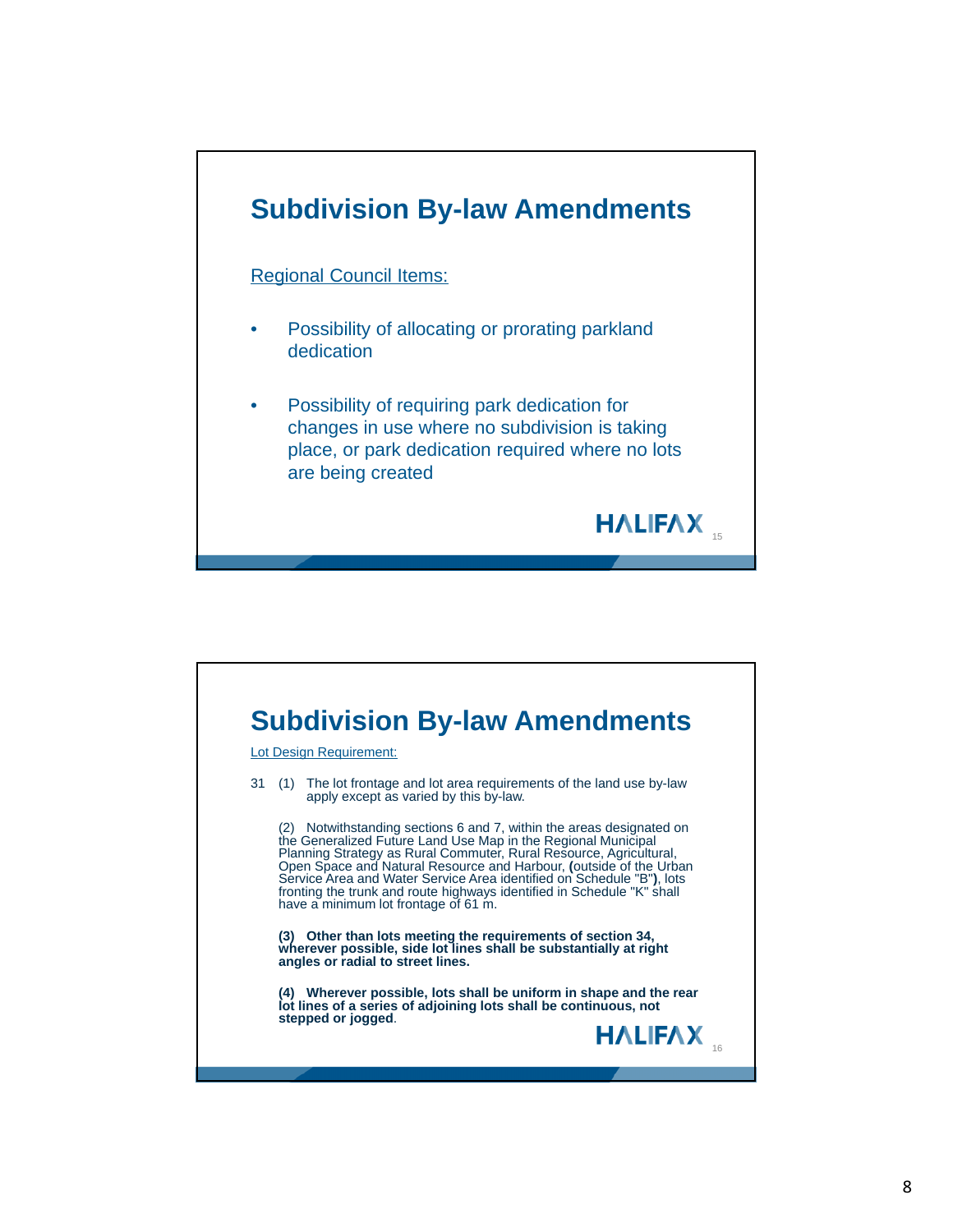## Subdivision By-law Amendments

Regional Council Items:

- Possibility of allocating or prorating parkland dedication
- Possibility of requiring park dedication for changes in use where no subdivision is taking place, or park dedication required where no lots are being created

HALIFAX

## Subdivision By-law Amendments

Lot Design Requirement:

31 (1) The lot frontage and lot area requirements of the land use by-law apply except as varied by this by-law.

(2) Notwithstanding sections 6 and 7, within the areas designated on the Generalized Future Land Use Map in the Regional Municipal Planning Strategy as Rural Commuter, Rural Resource, Agricultural, Open Space and Natural Resource and Harbour, **(**outside of the Urban Service Area and Water Service Area identified on Schedule "B"**)**, lots fronting the trunk and route highways identified in Schedule "K" shall have a minimum lot frontage of 61 m.

**(3) Other than lots meeting the requirements of section 34, wherever possible, side lot lines shall be substantially at right angles or radial to street lines.**

**(4) Wherever possible, lots shall be uniform in shape and the rear lot lines of a series of adjoining lots shall be continuous, not stepped or jogged**.

HALIFAX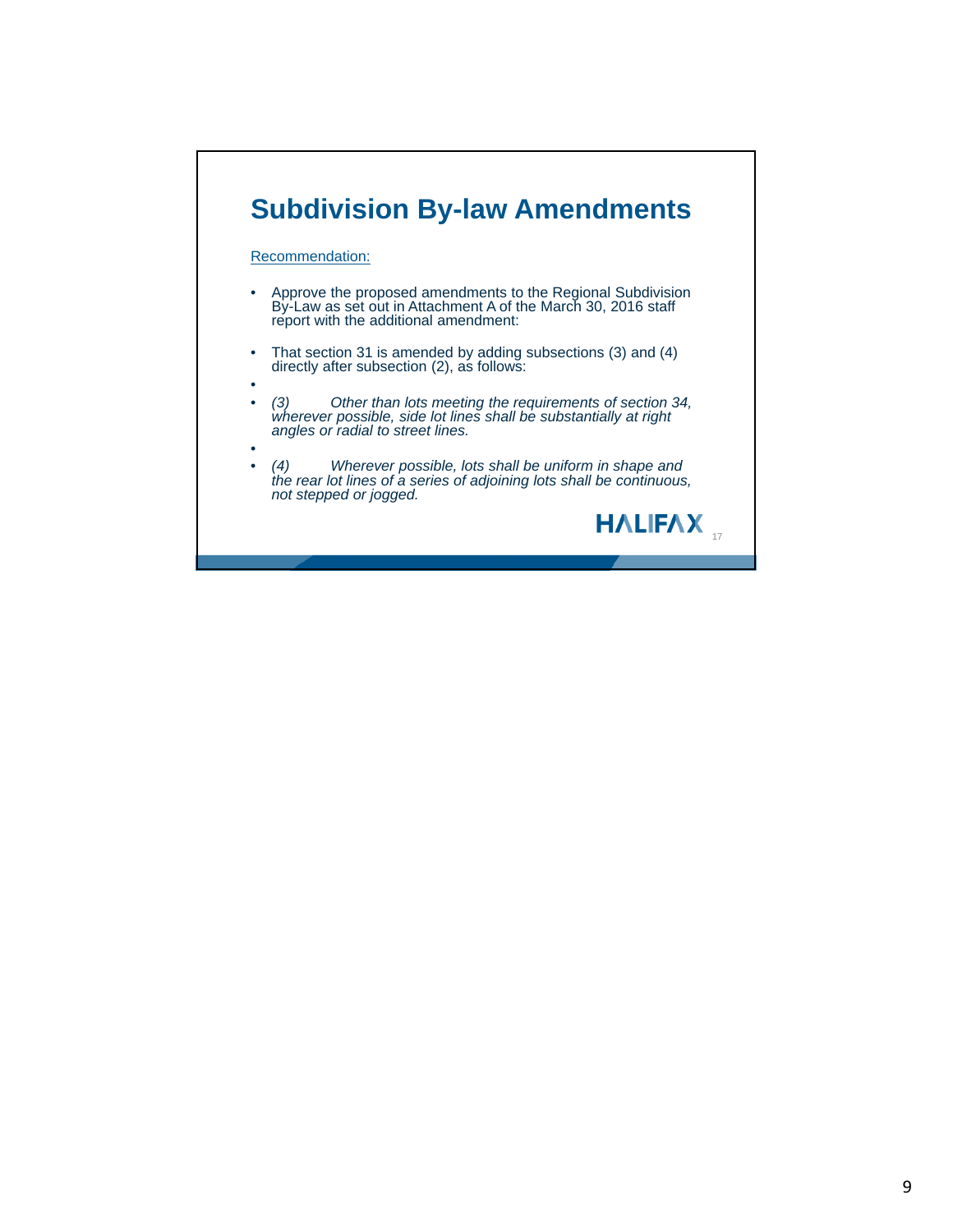# Subdivision By-law Amendments

Recommendation:

- Approve the proposed amendments to the Regional Subdivision By-Law as set out in Attachment A of the March 30, 2016 staff report with the additional amendment:
- That section 31 is amended by adding subsections (3) and (4) directly after subsection (2), as follows:
- *(3) Other than lots meeting the requirements of section 34, wherever possible, side lot lines shall be substantially at right angles or radial to street lines.*
- *(4) Wherever possible, lots shall be uniform in shape and the rear lot lines of a series of adjoining lots shall be continuous, not stepped or jogged.*

HALIFAX